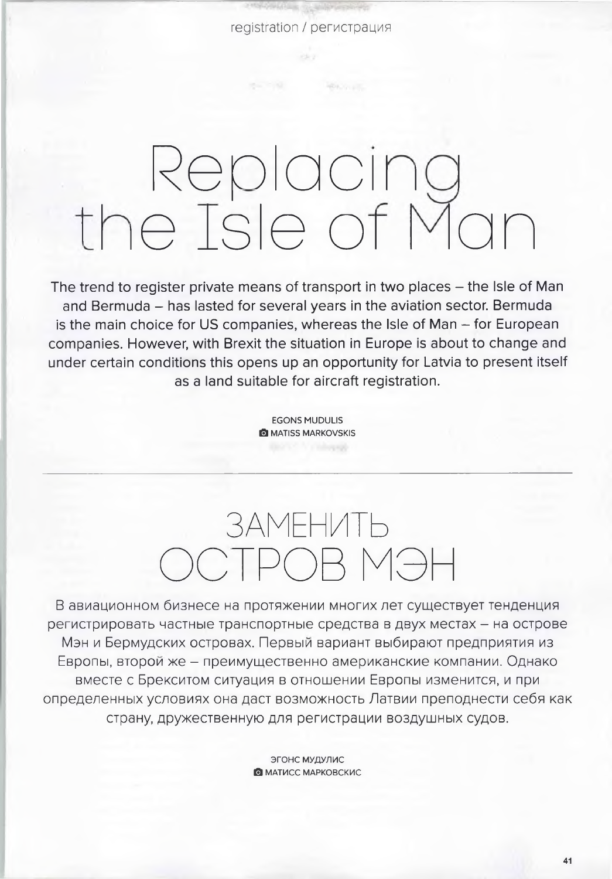registration / регистрация

# Replacing the Isle of Man

The trend to register private means of transport in two places – the Isle of Man and Bermuda – has lasted for several years in the aviation sector. Bermuda is the main choice for US companies, whereas the Isle of Man – for European companies. However, with Brexit the situation in Europe is about to change and under certain conditions this opens up an opportunity for Latvia to present itself as a land suitable for aircraft registration.

EGONS MUDULIS
MATISS MARKOVSKIS

---

# ЗАМЕНИТЬ ОСТРОВ МЭН

В авиационном бизнесе на протяжении многих лет существует тенденция регистрировать частные транспортные средства в двух местах – на острове Мэн и Бермудских островах. Первый вариант выбирают предприятия из Европы, второй же – преимущественно американские компании. Однако вместе с Брекситом ситуация в отношении Европы изменится, и при определенных условиях она даст возможность Латвии преподнести себя как страну, дружественную для регистрации воздушных судов.

ЭГОНС МУДУЛИС
МАТИСС МАРКОВСКИС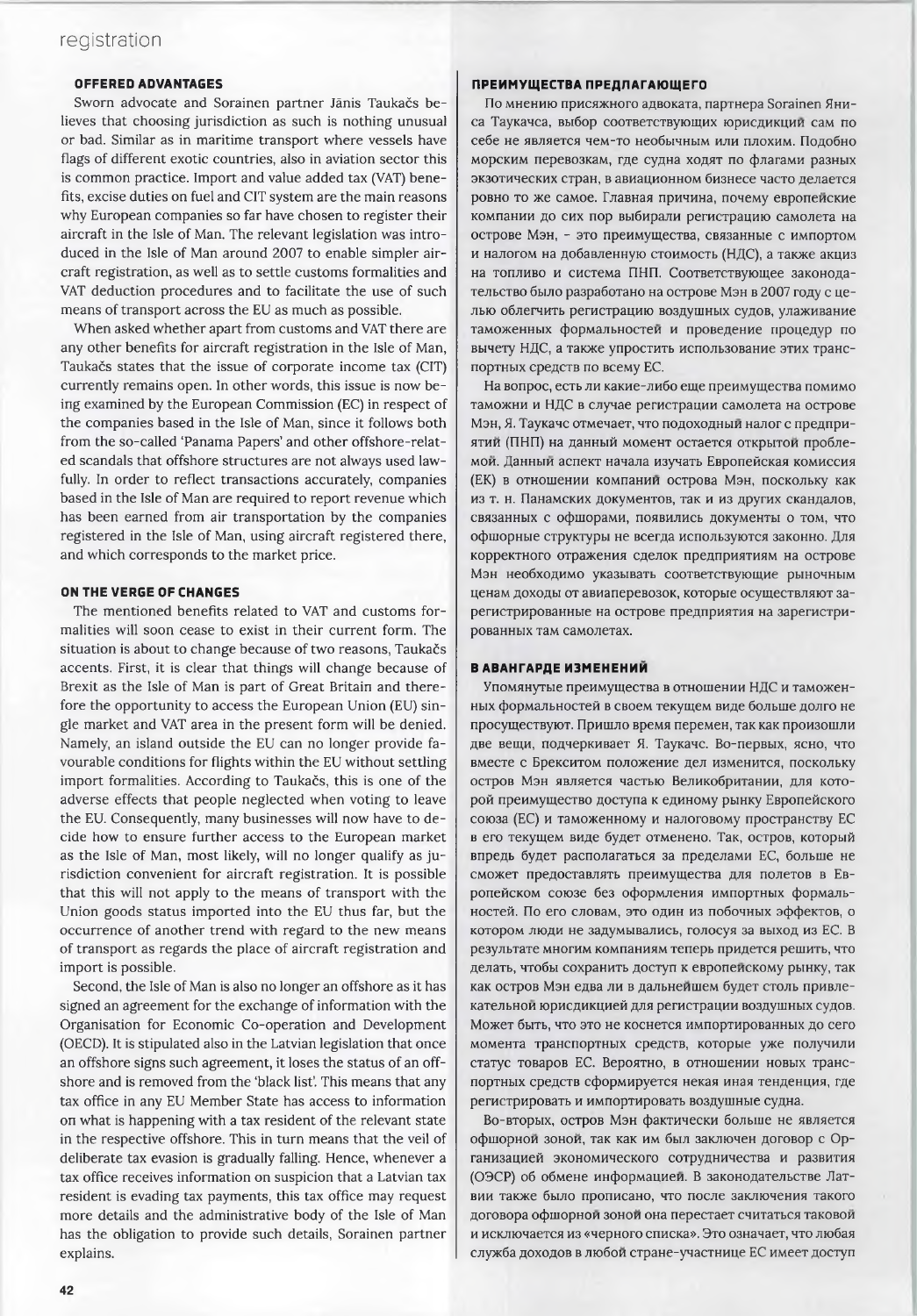## OFFERED ADVANTAGES

Sworn advocate and Sorainen partner Jānis Taukačs believes that choosing jurisdiction as such is nothing unusual or bad. Similar as in maritime transport where vessels have flags of different exotic countries, also in aviation sector this is common practice. Import and value added tax (VAT) benefits, excise duties on fuel and CIT system are the main reasons why European companies so far have chosen to register their aircraft in the Isle of Man. The relevant legislation was introduced in the Isle of Man around 2007 to enable simpler aircraft registration, as well as to settle customs formalities and VAT deduction procedures and to facilitate the use of such means of transport across the EU as much as possible.

When asked whether apart from customs and VAT there are any other benefits for aircraft registration in the Isle of Man, Taukačs states that the issue of corporate income tax (CIT) currently remains open. In other words, this issue is now being examined by the European Commission (EC) in respect of the companies based in the Isle of Man, since it follows both from the so-called 'Panama Papers' and other offshore-related scandals that offshore structures are not always used lawfully. In order to reflect transactions accurately, companies based in the Isle of Man are required to report revenue which has been earned from air transportation by the companies registered in the Isle of Man, using aircraft registered there, and which corresponds to the market price.

## ON THE VERGE OF CHANGES

The mentioned benefits related to VAT and customs formalities will soon cease to exist in their current form. The situation is about to change because of two reasons, Taukačs accents. First, it is clear that things will change because of Brexit as the Isle of Man is part of Great Britain and therefore the opportunity to access the European Union (EU) single market and VAT area in the present form will be denied. Namely, an island outside the EU can no longer provide favourable conditions for flights within the EU without settling import formalities. According to Taukačs, this is one of the adverse effects that people neglected when voting to leave the EU. Consequently, many businesses will now have to decide how to ensure further access to the European market as the Isle of Man, most likely, will no longer qualify as jurisdiction convenient for aircraft registration. It is possible that this will not apply to the means of transport with the Union goods status imported into the EU thus far, but the occurrence of another trend with regard to the new means of transport as regards the place of aircraft registration and import is possible.

Second, the Isle of Man is also no longer an offshore as it has signed an agreement for the exchange of information with the Organisation for Economic Co-operation and Development (OECD). It is stipulated also in the Latvian legislation that once an offshore signs such agreement, it loses the status of an offshore and is removed from the 'black list'. This means that any tax office in any EU Member State has access to information on what is happening with a tax resident of the relevant state in the respective offshore. This in turn means that the veil of deliberate tax evasion is gradually falling. Hence, whenever a tax office receives information on suspicion that a Latvian tax resident is evading tax payments, this tax office may request more details and the administrative body of the Isle of Man has the obligation to provide such details, Sorainen partner explains.

## ПРЕИМУЩЕСТВА ПРЕДЛАГАЮЩЕГО

По мнению присяжного адвоката, партнера Sorainen Яниса Таукачса, выбор соответствующих юрисдикций сам по себе не является чем-то необычным или плохим. Подобно морским перевозкам, где судна ходят по флагами разных экзотических стран, в авиационном бизнесе часто делается ровно то же самое. Главная причина, почему европейские компании до сих пор выбирали регистрацию самолета на острове Мэн, – это преимущества, связанные с импортом и налогом на добавленную стоимость (НДС), а также акциз на топливо и система ПНП. Соответствующее законодательство было разработано на острове Мэн в 2007 году с целью облегчить регистрацию воздушных судов, улаживание таможенных формальностей и проведение процедур по вычету НДС, а также упростить использование этих транспортных средств по всему ЕС.

На вопрос, есть ли какие-либо еще преимущества помимо таможни и НДС в случае регистрации самолета на острове Мэн, Я. Таукачс отмечает, что подоходный налог с предприятий (ПНП) на данный момент остается открытой проблемой. Данный аспект начала изучать Европейская комиссия (ЕК) в отношении компаний острова Мэн, поскольку как из т. н. Панамских документов, так и из других скандалов, связанных с офшорами, появились документы о том, что офшорные структуры не всегда используются законно. Для корректного отражения сделок предприятиям на острове Мэн необходимо указывать соответствующие рыночным ценам доходы от авиаперевозок, которые осуществляют зарегистрированные на острове предприятия на зарегистрированных там самолетах.

## В АВАНГАРДЕ ИЗМЕНЕНИЙ

Упомянутые преимущества в отношении НДС и таможенных формальностей в своем текущем виде больше долго не просуществуют. Пришло время перемен, так как произошли две вещи, подчеркивает Я. Таукачс. Во-первых, ясно, что вместе с Брекситом положение дел изменится, поскольку остров Мэн является частью Великобритании, для которой преимущество доступа к единому рынку Европейского союза (ЕС) и таможенному и налоговому пространству ЕС в его текущем виде будет отменено. Так, остров, который впредь будет располагаться за пределами ЕС, больше не сможет предоставлять преимущества для полетов в Европейском союзе без оформления импортных формальностей. По его словам, это один из побочных эффектов, о котором люди не задумывались, голосуя за выход из ЕС. В результате многим компаниям теперь придется решить, что делать, чтобы сохранить доступ к европейскому рынку, так как остров Мэн едва ли в дальнейшем будет столь привлекательной юрисдикцией для регистрации воздушных судов. Может быть, что это не коснется импортированных до сего момента транспортных средств, которые уже получили статус товаров ЕС. Вероятно, в отношении новых транспортных средств сформируется некая иная тенденция, где регистрировать и импортировать воздушные судна.

Во-вторых, остров Мэн фактически больше не является офшорной зоной, так как им был заключен договор с Организацией экономического сотрудничества и развития (ОЭСР) об обмене информацией. В законодательстве Латвии также было прописано, что после заключения такого договора офшорной зоной она перестает считаться таковой и исключается из «черного списка». Это означает, что любая служба доходов в любой стране-участнице ЕС имеет доступ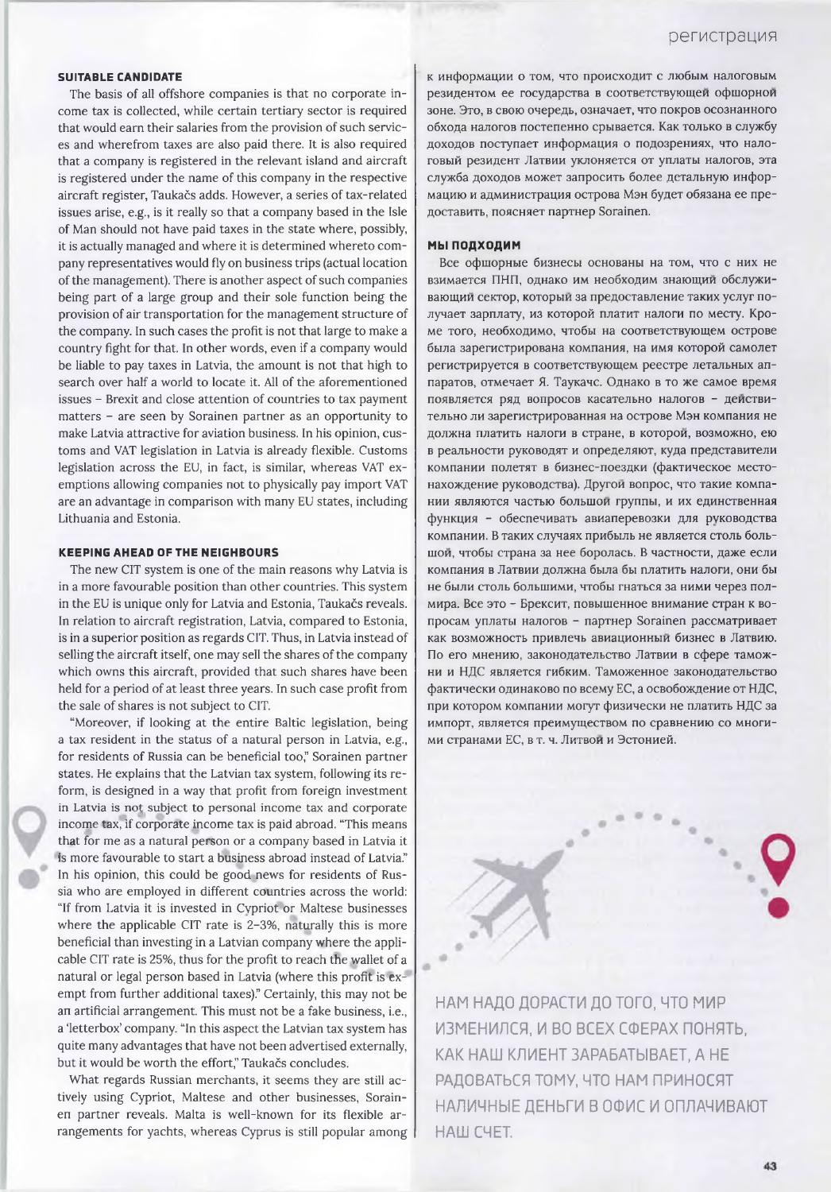### SUITABLE CANDIDATE

The basis of all offshore companies is that no corporate income tax is collected, while certain tertiary sector is required that would earn their salaries from the provision of such services and wherefrom taxes are also paid there. It is also required that a company is registered in the relevant island and aircraft is registered under the name of this company in the respective aircraft register, Taukačs adds. However, a series of tax-related issues arise, e.g., is it really so that a company based in the Isle of Man should not have paid taxes in the state where, possibly, it is actually managed and where it is determined whereto company representatives would fly on business trips (actual location of the management). There is another aspect of such companies being part of a large group and their sole function being the provision of air transportation for the management structure of the company. In such cases the profit is not that large to make a country fight for that. In other words, even if a company would be liable to pay taxes in Latvia, the amount is not that high to search over half a world to locate it. All of the aforementioned issues – Brexit and close attention of countries to tax payment matters – are seen by Sorainen partner as an opportunity to make Latvia attractive for aviation business. In his opinion, customs and VAT legislation in Latvia is already flexible. Customs legislation across the EU, in fact, is similar, whereas VAT exemptions allowing companies not to physically pay import VAT are an advantage in comparison with many EU states, including Lithuania and Estonia.

### KEEPING AHEAD OF THE NEIGHBOURS

The new CIT system is one of the main reasons why Latvia is in a more favourable position than other countries. This system in the EU is unique only for Latvia and Estonia, Taukačs reveals. In relation to aircraft registration, Latvia, compared to Estonia, is in a superior position as regards CIT. Thus, in Latvia instead of selling the aircraft itself, one may sell the shares of the company which owns this aircraft, provided that such shares have been held for a period of at least three years. In such case profit from the sale of shares is not subject to CIT.

"Moreover, if looking at the entire Baltic legislation, being a tax resident in the status of a natural person in Latvia, e.g., for residents of Russia can be beneficial too," Sorainen partner states. He explains that the Latvian tax system, following its reform, is designed in a way that profit from foreign investment in Latvia is not subject to personal income tax and corporate income tax, if corporate income tax is paid abroad. "This means that for me as a natural person or a company based in Latvia it is more favourable to start a business abroad instead of Latvia." In his opinion, this could be good news for residents of Russia who are employed in different countries across the world: "If from Latvia it is invested in Cypriot or Maltese businesses where the applicable CIT rate is 2–3%, naturally this is more beneficial than investing in a Latvian company where the applicable CIT rate is 25%, thus for the profit to reach the wallet of a natural or legal person based in Latvia (where this profit is exempt from further additional taxes)." Certainly, this may not be an artificial arrangement. This must not be a fake business, i.e., a 'letterbox' company. "In this aspect the Latvian tax system has quite many advantages that have not been advertised externally, but it would be worth the effort," Taukačs concludes.

What regards Russian merchants, it seems they are still actively using Cypriot, Maltese and other businesses, Sorainen partner reveals. Malta is well-known for its flexible arrangements for yachts, whereas Cyprus is still popular among

к информации о том, что происходит с любым налоговым резидентом ее государства в соответствующей офшорной зоне. Это, в свою очередь, означает, что покров осознанного обхода налогов постепенно срывается. Как только в службу доходов поступает информация о подозрениях, что налоговый резидент Латвии уклоняется от уплаты налогов, эта служба доходов может запросить более детальную информацию и администрация острова Мэн будет обязана ее предоставить, поясняет партнер Sorainen.

### МЫ ПОДХОДИМ

Все офшорные бизнесы основаны на том, что с них не взимается ПНП, однако им необходим знающий обслуживающий сектор, который за предоставление таких услуг получает зарплату, из которой платит налоги по месту. Кроме того, необходимо, чтобы на соответствующем острове была зарегистрирована компания, на имя которой самолет регистрируется в соответствующем реестре летальных аппаратов, отмечает Я. Таукачс. Однако в то же самое время появляется ряд вопросов касательно налогов – действительно ли зарегистрированная на острове Мэн компания не должна платить налоги в стране, в которой, возможно, ею в реальности руководят и определяют, куда представители компании полетят в бизнес-поездки (фактическое местонахождение руководства). Другой вопрос, что такие компании являются частью большой группы, и их единственная функция – обеспечивать авиаперевозки для руководства компании. В таких случаях прибыль не является столь большой, чтобы страна за нее боролась. В частности, даже если компания в Латвии должна была бы платить налоги, они бы не были столь большими, чтобы гнаться за ними через полмира. Все это – Брексит, повышенное внимание стран к вопросам уплаты налогов – партнер Sorainen рассматривает как возможность привлечь авиационный бизнес в Латвию. По его мнению, законодательство Латвии в сфере таможни и НДС является гибким. Таможенное законодательство фактически одинаково по всему ЕС, а освобождение от НДС, при котором компании могут физически не платить НДС за импорт, является преимуществом по сравнению со многими странами ЕС, в т. ч. Литвой и Эстонией.

НАМ НАДО ДОРАСТИ ДО ТОГО, ЧТО МИР ИЗМЕНИЛСЯ, И ВО ВСЕХ СФЕРАХ ПОНЯТЬ, КАК НАШ КЛИЕНТ ЗАРАБАТЫВАЕТ, А НЕ РАДОВАТЬСЯ ТОМУ, ЧТО НАМ ПРИНОСЯТ НАЛИЧНЫЕ ДЕНЬГИ В ОФИС И ОПЛАЧИВАЮТ НАШ СЧЕТ.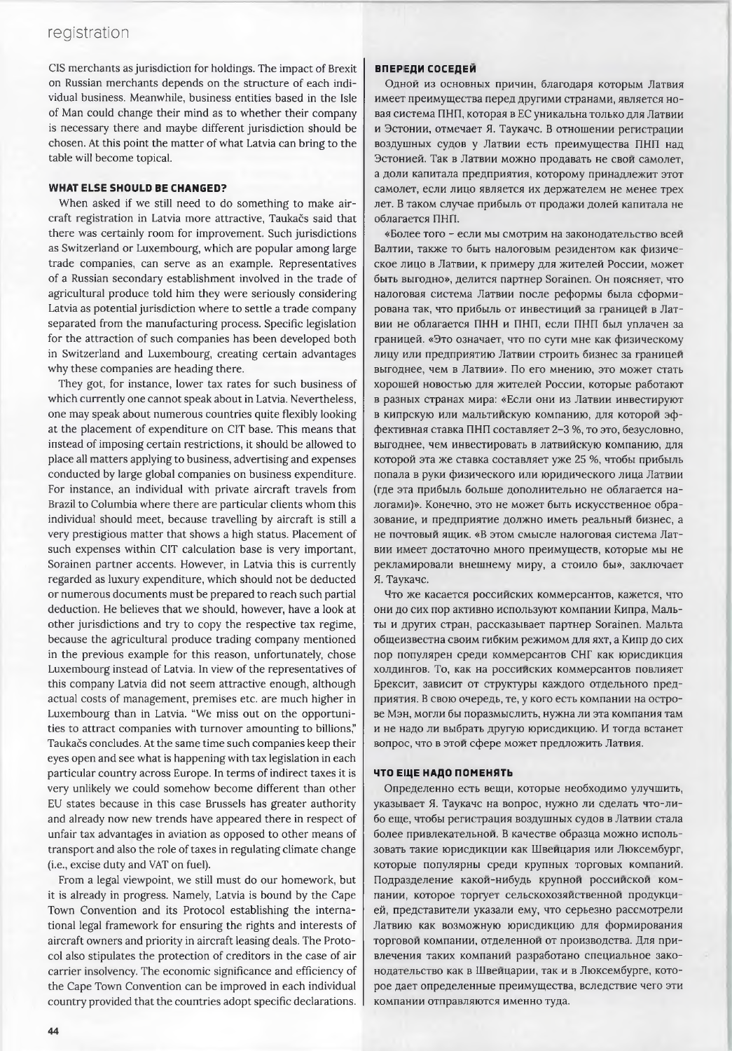CIS merchants as jurisdiction for holdings. The impact of Brexit on Russian merchants depends on the structure of each individual business. Meanwhile, business entities based in the Isle of Man could change their mind as to whether their company is necessary there and maybe different jurisdiction should be chosen. At this point the matter of what Latvia can bring to the table will become topical.

#### WHAT ELSE SHOULD BE CHANGED?

When asked if we still need to do something to make aircraft registration in Latvia more attractive, Taukačs said that there was certainly room for improvement. Such jurisdictions as Switzerland or Luxembourg, which are popular among large trade companies, can serve as an example. Representatives of a Russian secondary establishment involved in the trade of agricultural produce told him they were seriously considering Latvia as potential jurisdiction where to settle a trade company separated from the manufacturing process. Specific legislation for the attraction of such companies has been developed both in Switzerland and Luxembourg, creating certain advantages why these companies are heading there.

They got, for instance, lower tax rates for such business of which currently one cannot speak about in Latvia. Nevertheless, one may speak about numerous countries quite flexibly looking at the placement of expenditure on CIT base. This means that instead of imposing certain restrictions, it should be allowed to place all matters applying to business, advertising and expenses conducted by large global companies on business expenditure. For instance, an individual with private aircraft travels from Brazil to Columbia where there are particular clients whom this individual should meet, because travelling by aircraft is still a very prestigious matter that shows a high status. Placement of such expenses within CIT calculation base is very important, Sorainen partner accents. However, in Latvia this is currently regarded as luxury expenditure, which should not be deducted or numerous documents must be prepared to reach such partial deduction. He believes that we should, however, have a look at other jurisdictions and try to copy the respective tax regime, because the agricultural produce trading company mentioned in the previous example for this reason, unfortunately, chose Luxembourg instead of Latvia. In view of the representatives of this company Latvia did not seem attractive enough, although actual costs of management, premises etc. are much higher in Luxembourg than in Latvia. "We miss out on the opportunities to attract companies with turnover amounting to billions," Taukačs concludes. At the same time such companies keep their eyes open and see what is happening with tax legislation in each particular country across Europe. In terms of indirect taxes it is very unlikely we could somehow become different than other EU states because in this case Brussels has greater authority and already now new trends have appeared there in respect of unfair tax advantages in aviation as opposed to other means of transport and also the role of taxes in regulating climate change (i.e., excise duty and VAT on fuel).

From a legal viewpoint, we still must do our homework, but it is already in progress. Namely, Latvia is bound by the Cape Town Convention and its Protocol establishing the international legal framework for ensuring the rights and interests of aircraft owners and priority in aircraft leasing deals. The Protocol also stipulates the protection of creditors in the case of air carrier insolvency. The economic significance and efficiency of the Cape Town Convention can be improved in each individual country provided that the countries adopt specific declarations.

#### ВПЕРЕДИ СОСЕДЕЙ

Одной из основных причин, благодаря которым Латвия имеет преимущества перед другими странами, является новая система ПНП, которая в ЕС уникальна только для Латвии и Эстонии, отмечает Я. Таукачс. В отношении регистрации воздушных судов у Латвии есть преимущества ПНП над Эстонией. Так в Латвии можно продавать не свой самолет, а доли капитала предприятия, которому принадлежит этот самолет, если лицо является их держателем не менее трех лет. В таком случае прибыль от продажи долей капитала не облагается ПНП.

«Более того – если мы смотрим на законодательство всей Балтии, также то быть налоговым резидентом как физическое лицо в Латвии, к примеру для жителей России, может быть выгодно», делится партнер Sorainen. Он поясняет, что налоговая система Латвии после реформы была сформирована так, что прибыль от инвестиций за границей в Латвии не облагается ПНН и ПНП, если ПНП был уплачен за границей. «Это означает, что по сути мне как физическому лицу или предприятию Латвии строить бизнес за границей выгоднее, чем в Латвии». По его мнению, это может стать хорошей новостью для жителей России, которые работают в разных странах мира: «Если они из Латвии инвестируют в кипрскую или мальтийскую компанию, для которой эффективная ставка ПНП составляет 2–3 %, то это, безусловно, выгоднее, чем инвестировать в латвийскую компанию, для которой эта же ставка составляет уже 25 %, чтобы прибыль попала в руки физического или юридического лица Латвии (где эта прибыль больше дополнительно не облагается налогами)». Конечно, это не может быть искусственное образование, и предприятие должно иметь реальный бизнес, а не почтовый ящик. «В этом смысле налоговая система Латвии имеет достаточно много преимуществ, которые мы не рекламировали внешнему миру, а стоило бы», заключает Я. Таукачс.

Что же касается российских коммерсантов, кажется, что они до сих пор активно используют компании Кипра, Мальты и других стран, рассказывает партнер Sorainen. Мальта общеизвестна своим гибким режимом для яхт, а Кипр до сих пор популярен среди коммерсантов СНГ как юрисдикция холдингов. То, как на российских коммерсантов повлияет Брексит, зависит от структуры каждого отдельного предприятия. В свою очередь, те, у кого есть компании на острове Мэн, могли бы поразмыслить, нужна ли эта компания там и не надо ли выбрать другую юрисдикцию. И тогда встанет вопрос, что в этой сфере может предложить Латвия.

#### ЧТО ЕЩЕ НАДО ПОМЕНЯТЬ

Определенно есть вещи, которые необходимо улучшить, указывает Я. Таукачс на вопрос, нужно ли сделать что-либо еще, чтобы регистрация воздушных судов в Латвии стала более привлекательной. В качестве образца можно использовать такие юрисдикции как Швейцария или Люксембург, которые популярны среди крупных торговых компаний. Подразделение какой-нибудь крупной российской компании, которое торгует сельскохозяйственной продукцией, представители указали ему, что серьезно рассмотрели Латвию как возможную юрисдикцию для формирования торговой компании, отделенной от производства. Для привлечения таких компаний разработано специальное законодательство как в Швейцарии, так и в Люксембурге, которое дает определенные преимущества, вследствие чего эти компании отправляются именно туда.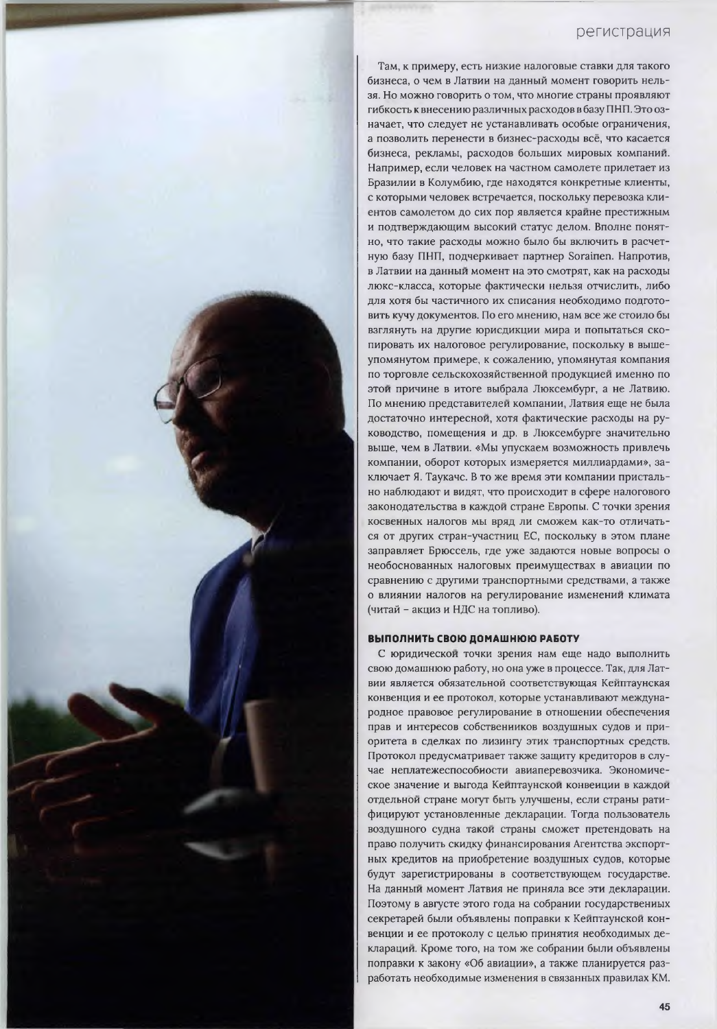Там, к примеру, есть низкие налоговые ставки для такого бизнеса, о чем в Латвии на данный момент говорить нельзя. Но можно говорить о том, что многие страны проявляют гибкость к внесению различных расходов в базу ПНП. Это означает, что следует не устанавливать особые ограничения, а позволить перенести в бизнес-расходы всё, что касается бизнеса, рекламы, расходов больших мировых компаний. Например, если человек на частном самолете прилетает из Бразилии в Колумбию, где находятся конкретные клиенты, с которыми человек встречается, поскольку перевозка клиентов самолетом до сих пор является крайне престижным и подтверждающим высокий статус делом. Вполне понятно, что такие расходы можно было бы включить в расчетную базу ПНП, подчеркивает партнер Sorainen. Напротив, в Латвии на данный момент на это смотрят, как на расходы люкс-класса, которые фактически нельзя отчислить, либо для хотя бы частичного их списания необходимо подготовить кучу документов. По его мнению, нам все же стоило бы взглянуть на другие юрисдикции мира и попытаться скопировать их налоговое регулирование, поскольку в вышеупомянутом примере, к сожалению, упомянутая компания по торговле сельскохозяйственной продукцией именно по этой причине в итоге выбрала Люксембург, а не Латвию. По мнению представителей компании, Латвия еще не была достаточно интересной, хотя фактические расходы на руководство, помещения и др. в Люксембурге значительно выше, чем в Латвии. «Мы упускаем возможность привлечь компании, оборот которых измеряется миллиардами», заключает Я. Таукачс. В то же время эти компании пристально наблюдают и видят, что происходит в сфере налогового законодательства в каждой стране Европы. С точки зрения косвенных налогов мы вряд ли сможем как-то отличаться от других стран-участниц ЕС, поскольку в этом плане заправляет Брюссель, где уже задаются новые вопросы о необоснованных налоговых преимуществах в авиации по сравнению с другими транспортными средствами, а также о влиянии налогов на регулирование изменений климата (читай – акциз и НДС на топливо).

### ВЫПОЛНИТЬ СВОЮ ДОМАШНЮЮ РАБОТУ

С юридической точки зрения нам еще надо выполнить свою домашнюю работу, но она уже в процессе. Так, для Латвии является обязательной соответствующая Кейптаунская конвенция и ее протокол, которые устанавливают международное правовое регулирование в отношении обеспечения прав и интересов собственников воздушных судов и приоритета в сделках по лизингу этих транспортных средств. Протокол предусматривает также защиту кредиторов в случае неплатежеспособности авиаперевозчика. Экономическое значение и выгода Кейптаунской конвенции в каждой отдельной стране могут быть улучшены, если страны ратифицируют установленные декларации. Тогда пользователь воздушного судна такой страны сможет претендовать на право получить скидку финансирования Агентства экспортных кредитов на приобретение воздушных судов, которые будут зарегистрированы в соответствующем государстве. На данный момент Латвия не приняла все эти декларации. Поэтому в августе этого года на собрании государственных секретарей были объявлены поправки к Кейптаунской конвенции и ее протоколу с целью принятия необходимых деклараций. Кроме того, на том же собрании были объявлены поправки к закону «Об авиации», а также планируется разработать необходимые изменения в связанных правилах КМ.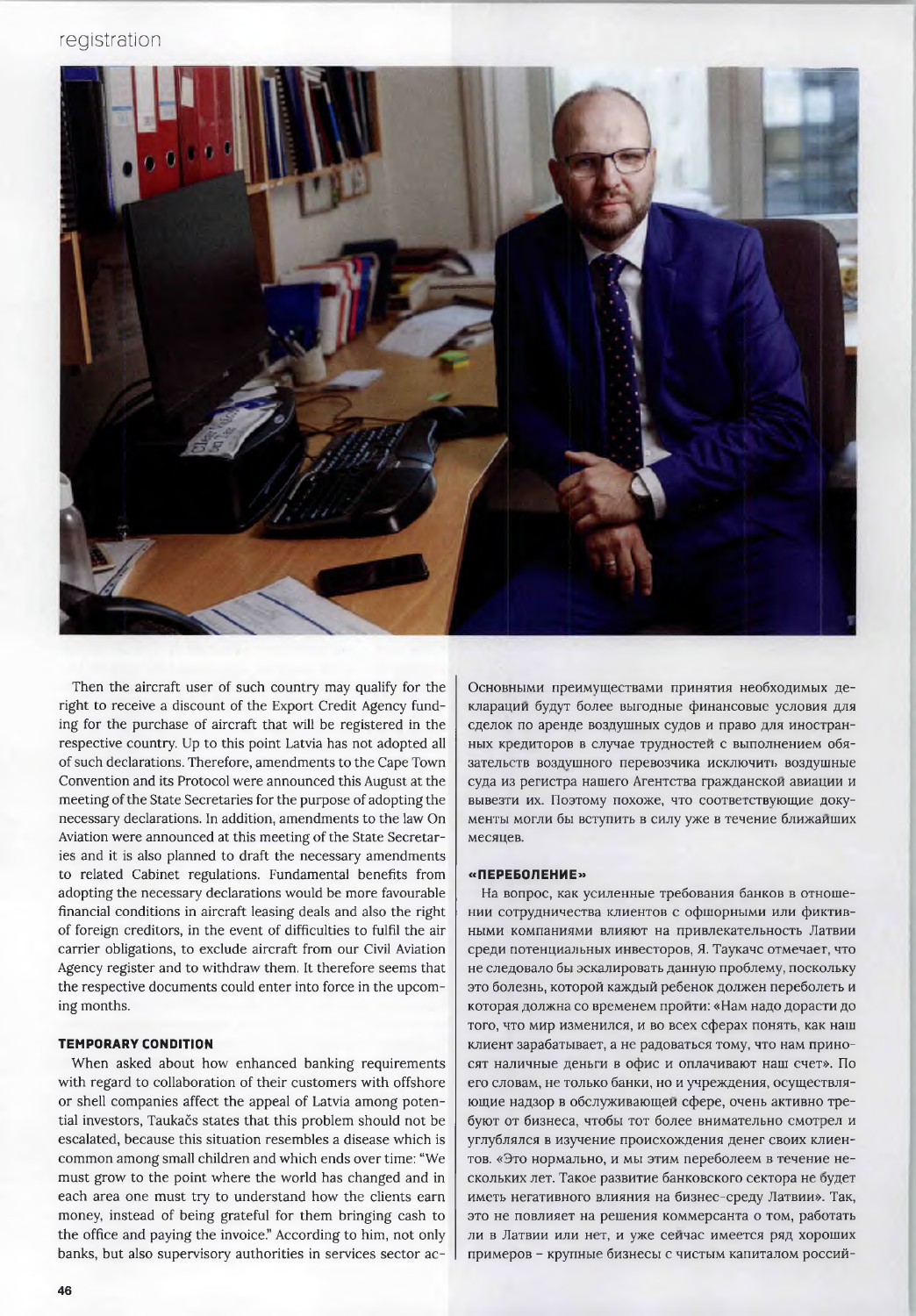Then the aircraft user of such country may qualify for the right to receive a discount of the Export Credit Agency funding for the purchase of aircraft that will be registered in the respective country. Up to this point Latvia has not adopted all of such declarations. Therefore, amendments to the Cape Town Convention and its Protocol were announced this August at the meeting of the State Secretaries for the purpose of adopting the necessary declarations. In addition, amendments to the law On Aviation were announced at this meeting of the State Secretaries and it is also planned to draft the necessary amendments to related Cabinet regulations. Fundamental benefits from adopting the necessary declarations would be more favourable financial conditions in aircraft leasing deals and also the right of foreign creditors, in the event of difficulties to fulfil the air carrier obligations, to exclude aircraft from our Civil Aviation Agency register and to withdraw them. It therefore seems that the respective documents could enter into force in the upcoming months.

#### TEMPORARY CONDITION

When asked about how enhanced banking requirements with regard to collaboration of their customers with offshore or shell companies affect the appeal of Latvia among potential investors, Taukačs states that this problem should not be escalated, because this situation resembles a disease which is common among small children and which ends over time: "We must grow to the point where the world has changed and in each area one must try to understand how the clients earn money, instead of being grateful for them bringing cash to the office and paying the invoice." According to him, not only banks, but also supervisory authorities in services sector ac-

Основными преимуществами принятия необходимых деклараций будут более выгодные финансовые условия для сделок по аренде воздушных судов и право для иностранных кредиторов в случае трудностей с выполнением обязательств воздушного перевозчика исключить воздушные суда из регистра нашего Агентства гражданской авиации и вывезти их. Поэтому похоже, что соответствующие документы могли бы вступить в силу уже в течение ближайших месяцев.

#### «ПЕРЕБОЛЕНИЕ»

На вопрос, как усиленные требования банков в отношении сотрудничества клиентов с офшорными или фиктивными компаниями влияют на привлекательность Латвии среди потенциальных инвесторов, Я. Таукачс отмечает, что не следовало бы эскалировать данную проблему, поскольку это болезнь, которой каждый ребенок должен переболеть и которая должна со временем пройти: «Нам надо дорасти до того, что мир изменился, и во всех сферах понять, как наш клиент зарабатывает, а не радоваться тому, что нам приносят наличные деньги в офис и оплачивают наш счет». По его словам, не только банки, но и учреждения, осуществляющие надзор в обслуживающей сфере, очень активно требуют от бизнеса, чтобы тот более внимательно смотрел и углублялся в изучение происхождения денег своих клиентов. «Это нормально, и мы этим переболеем в течение нескольких лет. Такое развитие банковского сектора не будет иметь негативного влияния на бизнес-среду Латвии». Так, это не повлияет на решения коммерсанта о том, работать ли в Латвии или нет, и уже сейчас имеется ряд хороших примеров – крупные бизнесы с чистым капиталом россий-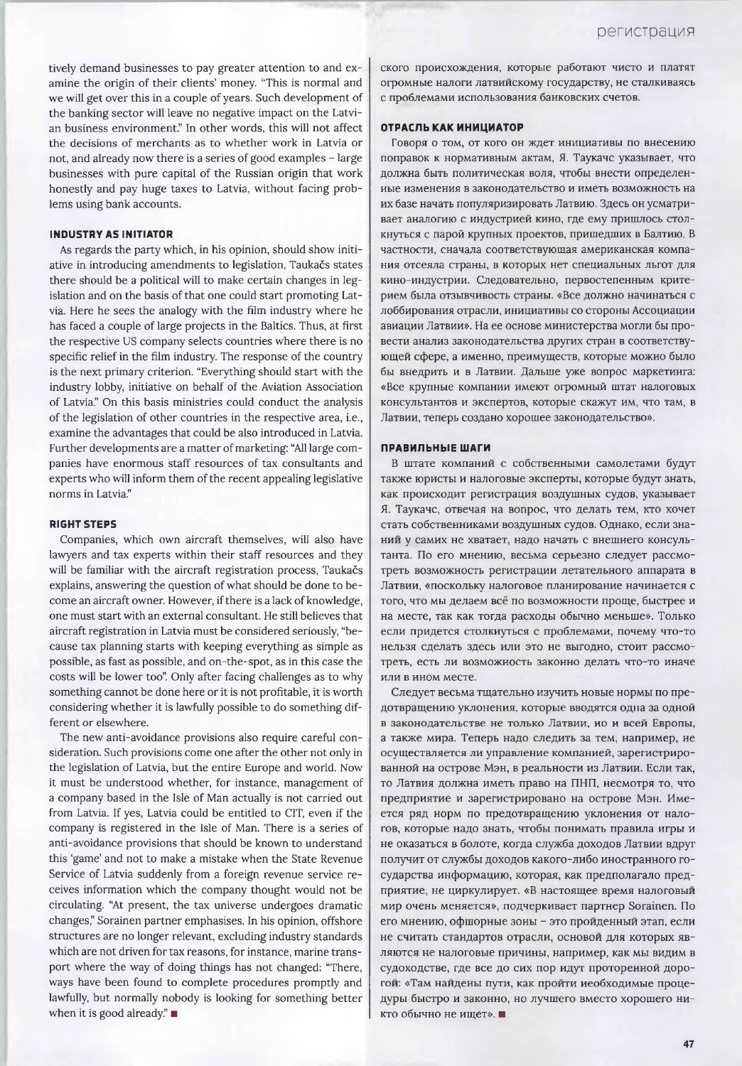tively demand businesses to pay greater attention to and examine the origin of their clients' money. "This is normal and we will get over this in a couple of years. Such development of the banking sector will leave no negative impact on the Latvian business environment." In other words, this will not affect the decisions of merchants as to whether work in Latvia or not, and already now there is a series of good examples – large businesses with pure capital of the Russian origin that work honestly and pay huge taxes to Latvia, without facing problems using bank accounts.

#### INDUSTRY AS INITIATOR

As regards the party which, in his opinion, should show initiative in introducing amendments to legislation, Taukačs states there should be a political will to make certain changes in legislation and on the basis of that one could start promoting Latvia. Here he sees the analogy with the film industry where he has faced a couple of large projects in the Baltics. Thus, at first the respective US company selects countries where there is no specific relief in the film industry. The response of the country is the next primary criterion. "Everything should start with the industry lobby, initiative on behalf of the Aviation Association of Latvia." On this basis ministries could conduct the analysis of the legislation of other countries in the respective area, i.e., examine the advantages that could be also introduced in Latvia. Further developments are a matter of marketing: "All large companies have enormous staff resources of tax consultants and experts who will inform them of the recent appealing legislative norms in Latvia."

#### RIGHT STEPS

Companies, which own aircraft themselves, will also have lawyers and tax experts within their staff resources and they will be familiar with the aircraft registration process, Taukačs explains, answering the question of what should be done to become an aircraft owner. However, if there is a lack of knowledge, one must start with an external consultant. He still believes that aircraft registration in Latvia must be considered seriously, "because tax planning starts with keeping everything as simple as possible, as fast as possible, and on-the-spot, as in this case the costs will be lower too". Only after facing challenges as to why something cannot be done here or it is not profitable, it is worth considering whether it is lawfully possible to do something different or elsewhere.

The new anti-avoidance provisions also require careful consideration. Such provisions come one after the other not only in the legislation of Latvia, but the entire Europe and world. Now it must be understood whether, for instance, management of a company based in the Isle of Man actually is not carried out from Latvia. If yes, Latvia could be entitled to CIT, even if the company is registered in the Isle of Man. There is a series of anti-avoidance provisions that should be known to understand this 'game' and not to make a mistake when the State Revenue Service of Latvia suddenly from a foreign revenue service receives information which the company thought would not be circulating. "At present, the tax universe undergoes dramatic changes," Sorainen partner emphasises. In his opinion, offshore structures are no longer relevant, excluding industry standards which are not driven for tax reasons, for instance, marine transport where the way of doing things has not changed: "There, ways have been found to complete procedures promptly and lawfully, but normally nobody is looking for something better when it is good already." ■

ского происхождения, которые работают чисто и платят огромные налоги латвийскому государству, не сталкиваясь с проблемами использования банковских счетов.

#### ОТРАСЛЬ КАК ИНИЦИАТОР

Говоря о том, от кого он ждет инициативы по внесению поправок к нормативным актам, Я. Таукачс указывает, что должна быть политическая воля, чтобы внести определенные изменения в законодательство и иметь возможность на их базе начать популяризировать Латвию. Здесь он усматривает аналогию с индустрией кино, где ему пришлось столкнуться с парой крупных проектов, пришедших в Балтию. В частности, сначала соответствующая американская компания отсеяла страны, в которых нет специальных льгот для кино-индустрии. Следовательно, первостепенным критерием была отзывчивость страны. «Все должно начинаться с лоббирования отрасли, инициативы со стороны Ассоциации авиации Латвии». На ее основе министерства могли бы провести анализ законодательства других стран в соответствующей сфере, а именно, преимуществ, которые можно было бы внедрить и в Латвии. Дальше уже вопрос маркетинга: «Все крупные компании имеют огромный штат налоговых консультантов и экспертов, которые скажут им, что там, в Латвии, теперь создано хорошее законодательство».

#### ПРАВИЛЬНЫЕ ШАГИ

В штате компаний с собственными самолетами будут также юристы и налоговые эксперты, которые будут знать, как происходит регистрация воздушных судов, указывает Я. Таукачс, отвечая на вопрос, что делать тем, кто хочет стать собственниками воздушных судов. Однако, если знаний у самих не хватает, надо начать с внешнего консультанта. По его мнению, весьма серьезно следует рассмотреть возможность регистрации летательного аппарата в Латвии, «поскольку налоговое планирование начинается с того, что мы делаем всё по возможности проще, быстрее и на месте, так как тогда расходы обычно меньше». Только если придется столкнуться с проблемами, почему что-то нельзя сделать здесь или это не выгодно, стоит рассмотреть, есть ли возможность законно делать что-то иначе или в ином месте.

Следует весьма тщательно изучить новые нормы по предотвращению уклонения, которые вводятся одна за одной в законодательстве не только Латвии, но и всей Европы, а также мира. Теперь надо следить за тем, например, не осуществляется ли управление компанией, зарегистрированной на острове Мэн, в реальности из Латвии. Если так, то Латвия должна иметь право на ПНП, несмотря то, что предприятие и зарегистрировано на острове Мэн. Имеется ряд норм по предотвращению уклонения от налогов, которые надо знать, чтобы понимать правила игры и не оказаться в болоте, когда служба доходов Латвии вдруг получит от службы доходов какого-либо иностранного государства информацию, которая, как предполагало предприятие, не циркулирует. «В настоящее время налоговый мир очень меняется», подчеркивает партнер Sorainen. По его мнению, офшорные зоны – это пройденный этап, если не считать стандартов отрасли, основой для которых являются не налоговые причины, например, как мы видим в судоходстве, где все до сих пор идут протореиной дорогой: «Там найдены пути, как пройти необходимые процедуры быстро и законно, но лучшего вместо хорошего никто обычно не ищет». ■